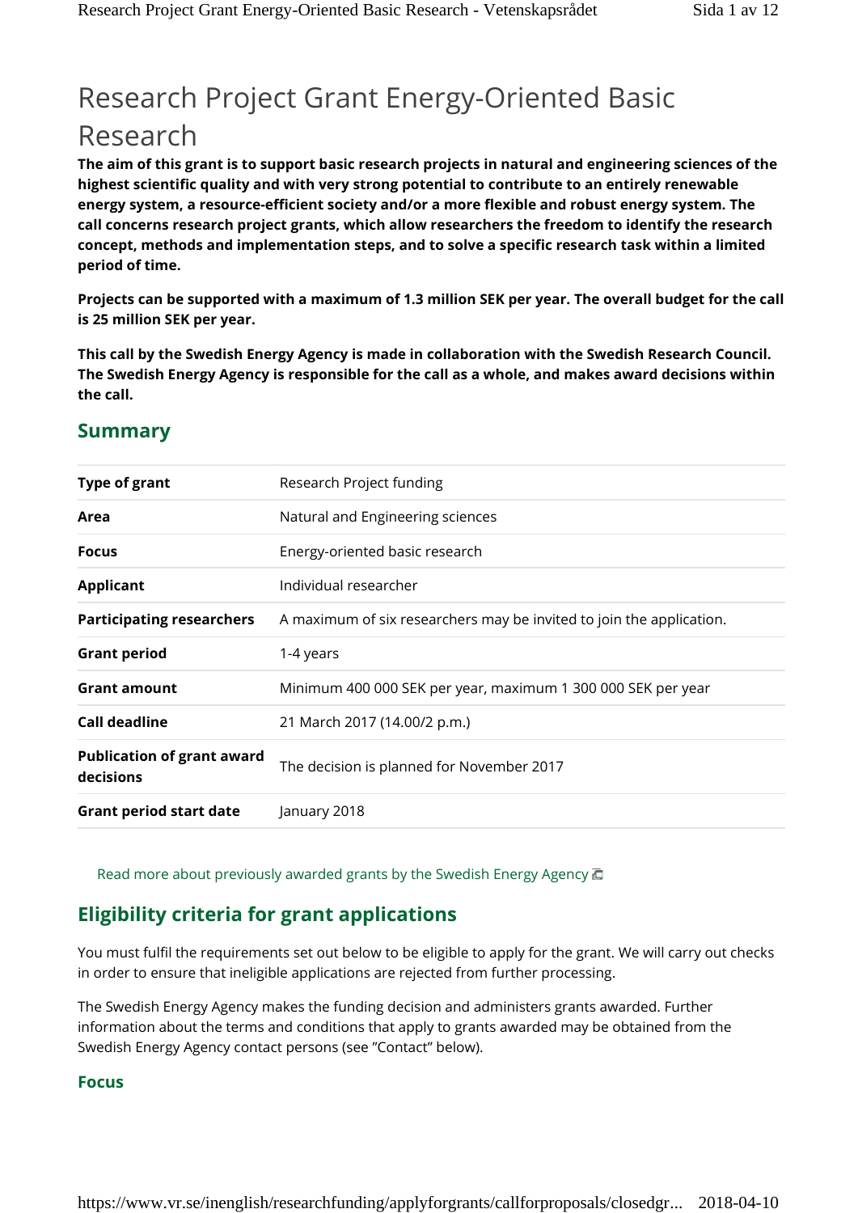# Research Project Grant Energy-Oriented Basic Research

**The aim of this grant is to support basic research projects in natural and engineering sciences of the highest scientific quality and with very strong potential to contribute to an entirely renewable energy system, a resource-efficient society and/or a more flexible and robust energy system. The call concerns research project grants, which allow researchers the freedom to identify the research concept, methods and implementation steps, and to solve a specific research task within a limited period of time.**

**Projects can be supported with a maximum of 1.3 million SEK per year. The overall budget for the call is 25 million SEK per year.**

**This call by the Swedish Energy Agency is made in collaboration with the Swedish Research Council. The Swedish Energy Agency is responsible for the call as a whole, and makes award decisions within the call.**

## Summary

| | |
|---|---|
| **Type of grant** | Research Project funding |
| **Area** | Natural and Engineering sciences |
| **Focus** | Energy-oriented basic research |
| **Applicant** | Individual researcher |
| **Participating researchers** | A maximum of six researchers may be invited to join the application. |
| **Grant period** | 1-4 years |
| **Grant amount** | Minimum 400 000 SEK per year, maximum 1 300 000 SEK per year |
| **Call deadline** | 21 March 2017 (14.00/2 p.m.) |
| **Publication of grant award decisions** | The decision is planned for November 2017 |
| **Grant period start date** | January 2018 |

Read more about previously awarded grants by the Swedish Energy Agency

## Eligibility criteria for grant applications

You must fulfil the requirements set out below to be eligible to apply for the grant. We will carry out checks in order to ensure that ineligible applications are rejected from further processing.

The Swedish Energy Agency makes the funding decision and administers grants awarded. Further information about the terms and conditions that apply to grants awarded may be obtained from the Swedish Energy Agency contact persons (see "Contact" below).

### Focus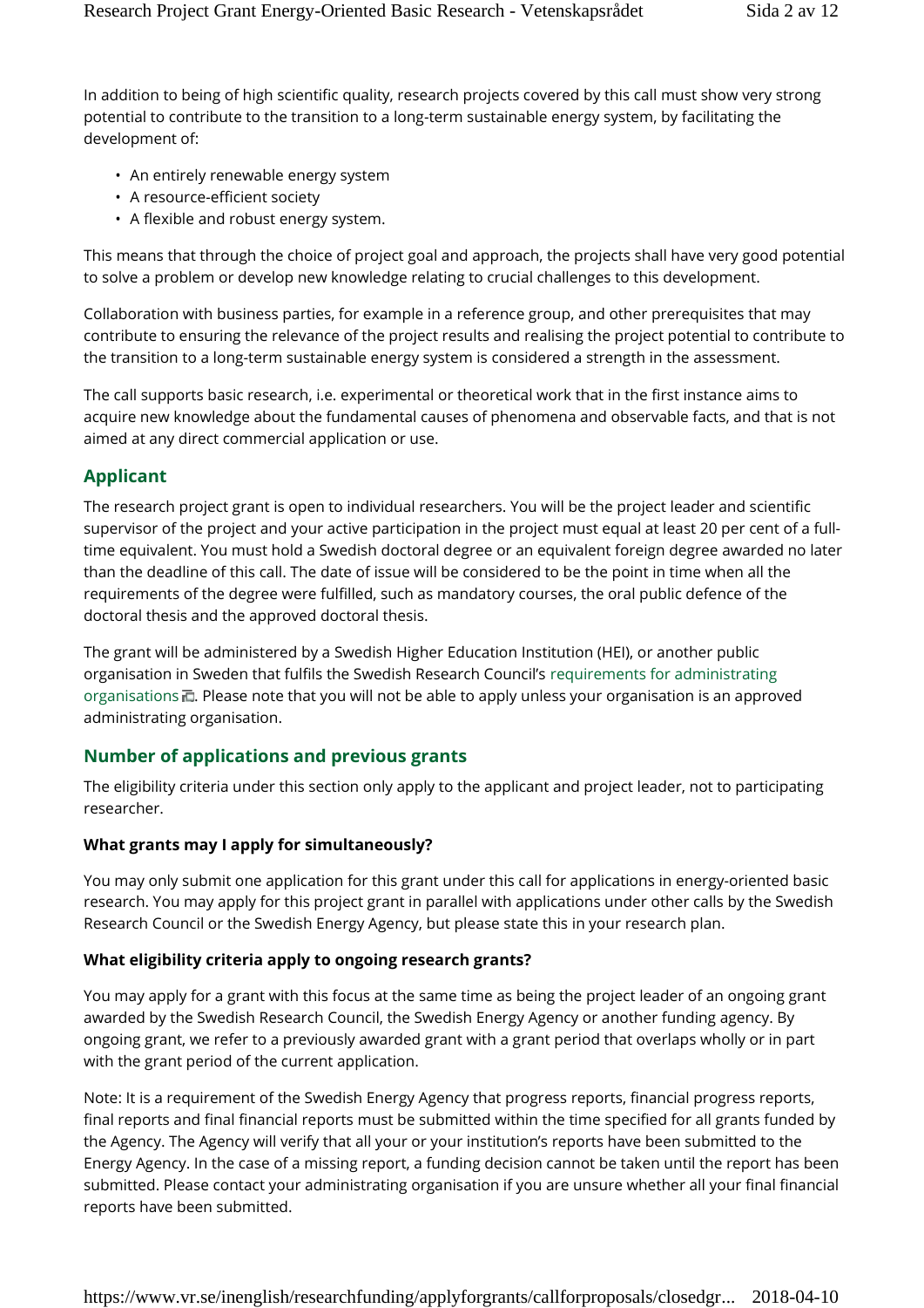In addition to being of high scientific quality, research projects covered by this call must show very strong potential to contribute to the transition to a long-term sustainable energy system, by facilitating the development of:

- An entirely renewable energy system
- A resource-efficient society
- A flexible and robust energy system.

This means that through the choice of project goal and approach, the projects shall have very good potential to solve a problem or develop new knowledge relating to crucial challenges to this development.

Collaboration with business parties, for example in a reference group, and other prerequisites that may contribute to ensuring the relevance of the project results and realising the project potential to contribute to the transition to a long-term sustainable energy system is considered a strength in the assessment.

The call supports basic research, i.e. experimental or theoretical work that in the first instance aims to acquire new knowledge about the fundamental causes of phenomena and observable facts, and that is not aimed at any direct commercial application or use.

## Applicant

The research project grant is open to individual researchers. You will be the project leader and scientific supervisor of the project and your active participation in the project must equal at least 20 per cent of a full-time equivalent. You must hold a Swedish doctoral degree or an equivalent foreign degree awarded no later than the deadline of this call. The date of issue will be considered to be the point in time when all the requirements of the degree were fulfilled, such as mandatory courses, the oral public defence of the doctoral thesis and the approved doctoral thesis.

The grant will be administered by a Swedish Higher Education Institution (HEI), or another public organisation in Sweden that fulfils the Swedish Research Council's requirements for administrating organisations. Please note that you will not be able to apply unless your organisation is an approved administrating organisation.

## Number of applications and previous grants

The eligibility criteria under this section only apply to the applicant and project leader, not to participating researcher.

### What grants may I apply for simultaneously?

You may only submit one application for this grant under this call for applications in energy-oriented basic research. You may apply for this project grant in parallel with applications under other calls by the Swedish Research Council or the Swedish Energy Agency, but please state this in your research plan.

### What eligibility criteria apply to ongoing research grants?

You may apply for a grant with this focus at the same time as being the project leader of an ongoing grant awarded by the Swedish Research Council, the Swedish Energy Agency or another funding agency. By ongoing grant, we refer to a previously awarded grant with a grant period that overlaps wholly or in part with the grant period of the current application.

Note: It is a requirement of the Swedish Energy Agency that progress reports, financial progress reports, final reports and final financial reports must be submitted within the time specified for all grants funded by the Agency. The Agency will verify that all your or your institution's reports have been submitted to the Energy Agency. In the case of a missing report, a funding decision cannot be taken until the report has been submitted. Please contact your administrating organisation if you are unsure whether all your final financial reports have been submitted.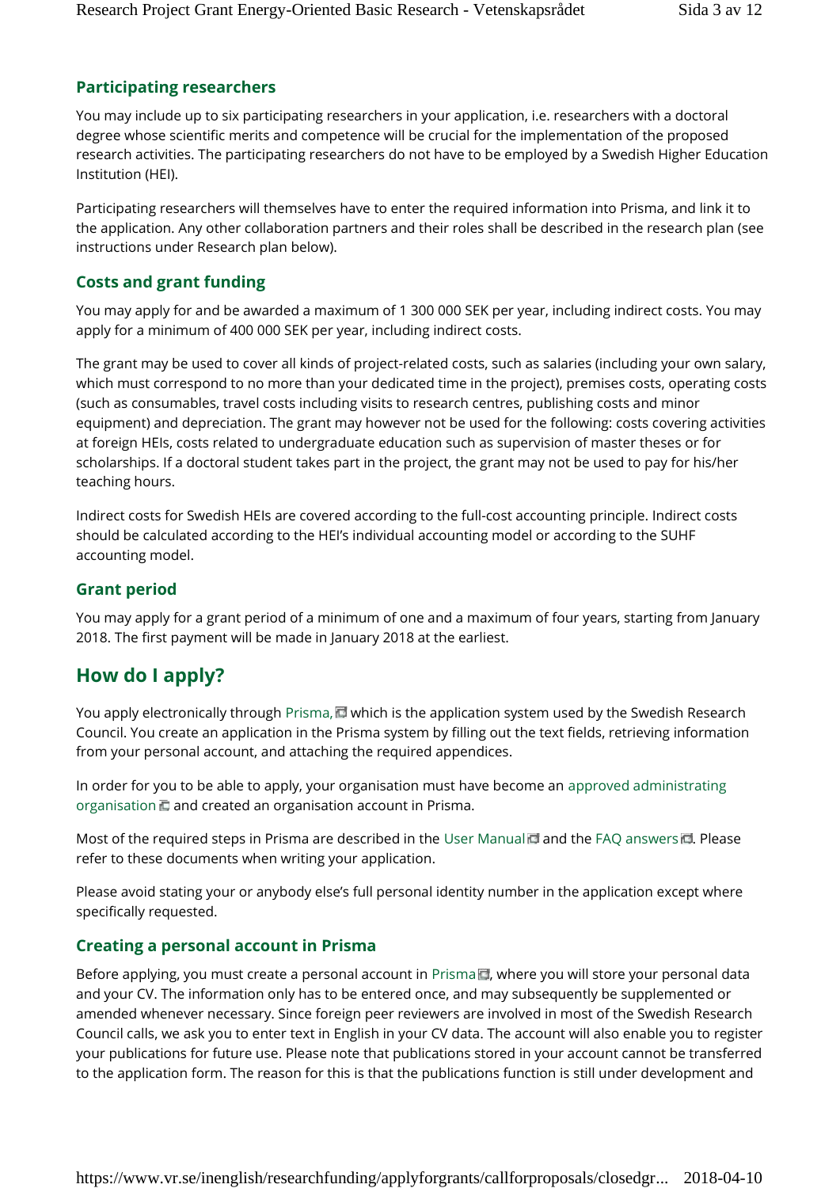### Participating researchers

You may include up to six participating researchers in your application, i.e. researchers with a doctoral degree whose scientific merits and competence will be crucial for the implementation of the proposed research activities. The participating researchers do not have to be employed by a Swedish Higher Education Institution (HEI).

Participating researchers will themselves have to enter the required information into Prisma, and link it to the application. Any other collaboration partners and their roles shall be described in the research plan (see instructions under Research plan below).

### Costs and grant funding

You may apply for and be awarded a maximum of 1 300 000 SEK per year, including indirect costs. You may apply for a minimum of 400 000 SEK per year, including indirect costs.

The grant may be used to cover all kinds of project-related costs, such as salaries (including your own salary, which must correspond to no more than your dedicated time in the project), premises costs, operating costs (such as consumables, travel costs including visits to research centres, publishing costs and minor equipment) and depreciation. The grant may however not be used for the following: costs covering activities at foreign HEIs, costs related to undergraduate education such as supervision of master theses or for scholarships. If a doctoral student takes part in the project, the grant may not be used to pay for his/her teaching hours.

Indirect costs for Swedish HEIs are covered according to the full-cost accounting principle. Indirect costs should be calculated according to the HEI's individual accounting model or according to the SUHF accounting model.

### Grant period

You may apply for a grant period of a minimum of one and a maximum of four years, starting from January 2018. The first payment will be made in January 2018 at the earliest.

## How do I apply?

You apply electronically through Prisma, which is the application system used by the Swedish Research Council. You create an application in the Prisma system by filling out the text fields, retrieving information from your personal account, and attaching the required appendices.

In order for you to be able to apply, your organisation must have become an approved administrating organisation and created an organisation account in Prisma.

Most of the required steps in Prisma are described in the User Manual and the FAQ answers. Please refer to these documents when writing your application.

Please avoid stating your or anybody else's full personal identity number in the application except where specifically requested.

### Creating a personal account in Prisma

Before applying, you must create a personal account in Prisma, where you will store your personal data and your CV. The information only has to be entered once, and may subsequently be supplemented or amended whenever necessary. Since foreign peer reviewers are involved in most of the Swedish Research Council calls, we ask you to enter text in English in your CV data. The account will also enable you to register your publications for future use. Please note that publications stored in your account cannot be transferred to the application form. The reason for this is that the publications function is still under development and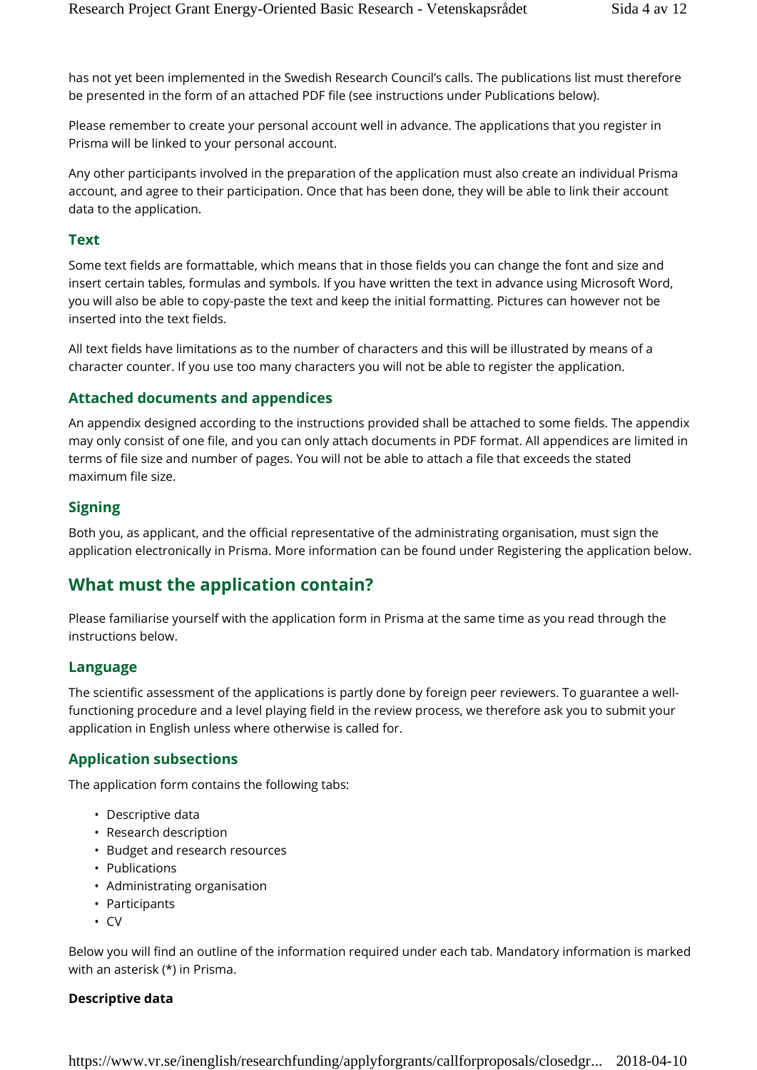has not yet been implemented in the Swedish Research Council's calls. The publications list must therefore be presented in the form of an attached PDF file (see instructions under Publications below).

Please remember to create your personal account well in advance. The applications that you register in Prisma will be linked to your personal account.

Any other participants involved in the preparation of the application must also create an individual Prisma account, and agree to their participation. Once that has been done, they will be able to link their account data to the application.

### Text

Some text fields are formattable, which means that in those fields you can change the font and size and insert certain tables, formulas and symbols. If you have written the text in advance using Microsoft Word, you will also be able to copy-paste the text and keep the initial formatting. Pictures can however not be inserted into the text fields.

All text fields have limitations as to the number of characters and this will be illustrated by means of a character counter. If you use too many characters you will not be able to register the application.

### Attached documents and appendices

An appendix designed according to the instructions provided shall be attached to some fields. The appendix may only consist of one file, and you can only attach documents in PDF format. All appendices are limited in terms of file size and number of pages. You will not be able to attach a file that exceeds the stated maximum file size.

### Signing

Both you, as applicant, and the official representative of the administrating organisation, must sign the application electronically in Prisma. More information can be found under Registering the application below.

## What must the application contain?

Please familiarise yourself with the application form in Prisma at the same time as you read through the instructions below.

### Language

The scientific assessment of the applications is partly done by foreign peer reviewers. To guarantee a well-functioning procedure and a level playing field in the review process, we therefore ask you to submit your application in English unless where otherwise is called for.

### Application subsections

The application form contains the following tabs:

- Descriptive data
- Research description
- Budget and research resources
- Publications
- Administrating organisation
- Participants
- CV

Below you will find an outline of the information required under each tab. Mandatory information is marked with an asterisk (*) in Prisma.

**Descriptive data**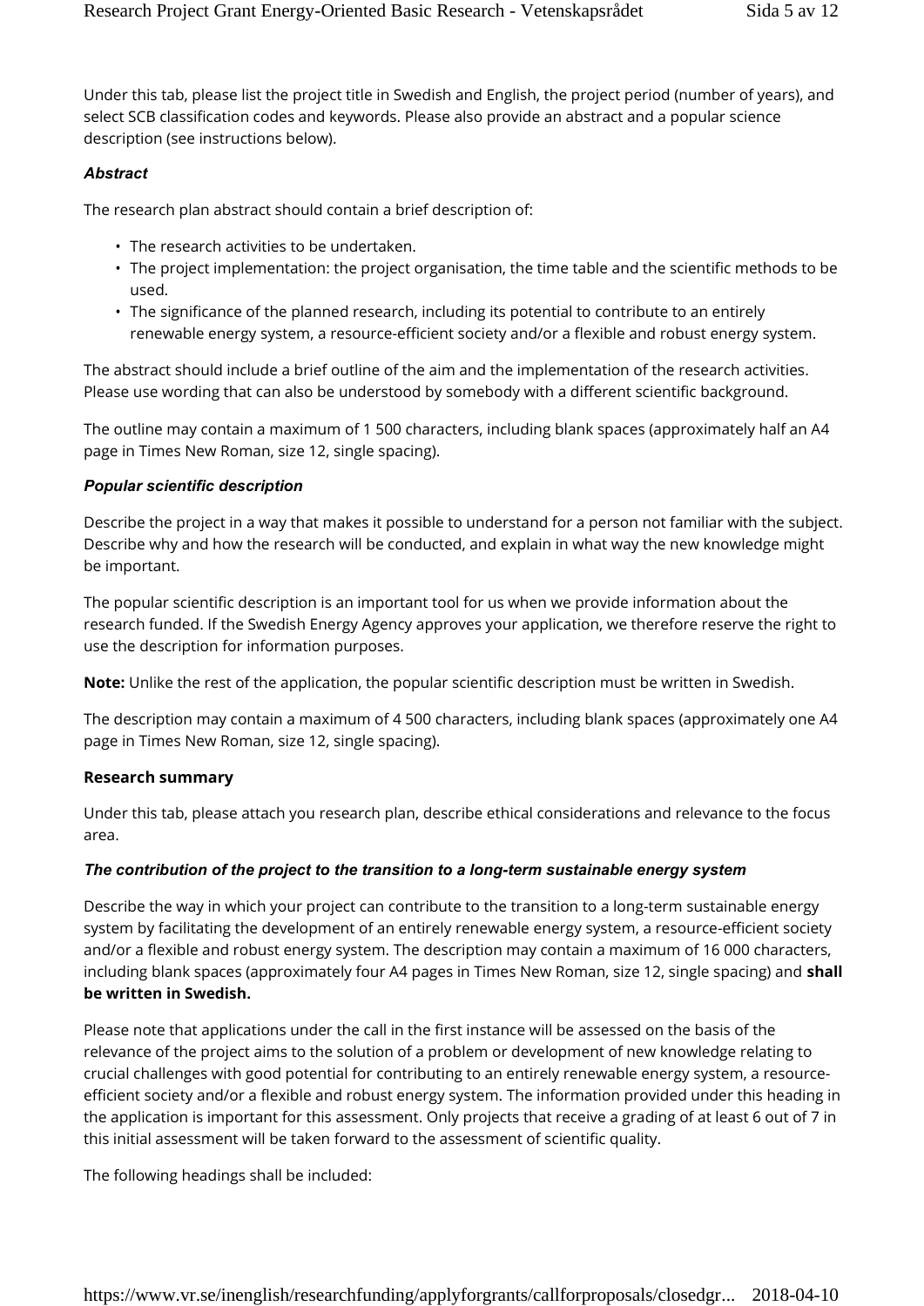Under this tab, please list the project title in Swedish and English, the project period (number of years), and select SCB classification codes and keywords. Please also provide an abstract and a popular science description (see instructions below).

### *Abstract*

The research plan abstract should contain a brief description of:

- The research activities to be undertaken.
- The project implementation: the project organisation, the time table and the scientific methods to be used.
- The significance of the planned research, including its potential to contribute to an entirely renewable energy system, a resource-efficient society and/or a flexible and robust energy system.

The abstract should include a brief outline of the aim and the implementation of the research activities. Please use wording that can also be understood by somebody with a different scientific background.

The outline may contain a maximum of 1 500 characters, including blank spaces (approximately half an A4 page in Times New Roman, size 12, single spacing).

### *Popular scientific description*

Describe the project in a way that makes it possible to understand for a person not familiar with the subject. Describe why and how the research will be conducted, and explain in what way the new knowledge might be important.

The popular scientific description is an important tool for us when we provide information about the research funded. If the Swedish Energy Agency approves your application, we therefore reserve the right to use the description for information purposes.

**Note:** Unlike the rest of the application, the popular scientific description must be written in Swedish.

The description may contain a maximum of 4 500 characters, including blank spaces (approximately one A4 page in Times New Roman, size 12, single spacing).

## Research summary

Under this tab, please attach you research plan, describe ethical considerations and relevance to the focus area.

### *The contribution of the project to the transition to a long-term sustainable energy system*

Describe the way in which your project can contribute to the transition to a long-term sustainable energy system by facilitating the development of an entirely renewable energy system, a resource-efficient society and/or a flexible and robust energy system. The description may contain a maximum of 16 000 characters, including blank spaces (approximately four A4 pages in Times New Roman, size 12, single spacing) and **shall be written in Swedish.**

Please note that applications under the call in the first instance will be assessed on the basis of the relevance of the project aims to the solution of a problem or development of new knowledge relating to crucial challenges with good potential for contributing to an entirely renewable energy system, a resource-efficient society and/or a flexible and robust energy system. The information provided under this heading in the application is important for this assessment. Only projects that receive a grading of at least 6 out of 7 in this initial assessment will be taken forward to the assessment of scientific quality.

The following headings shall be included: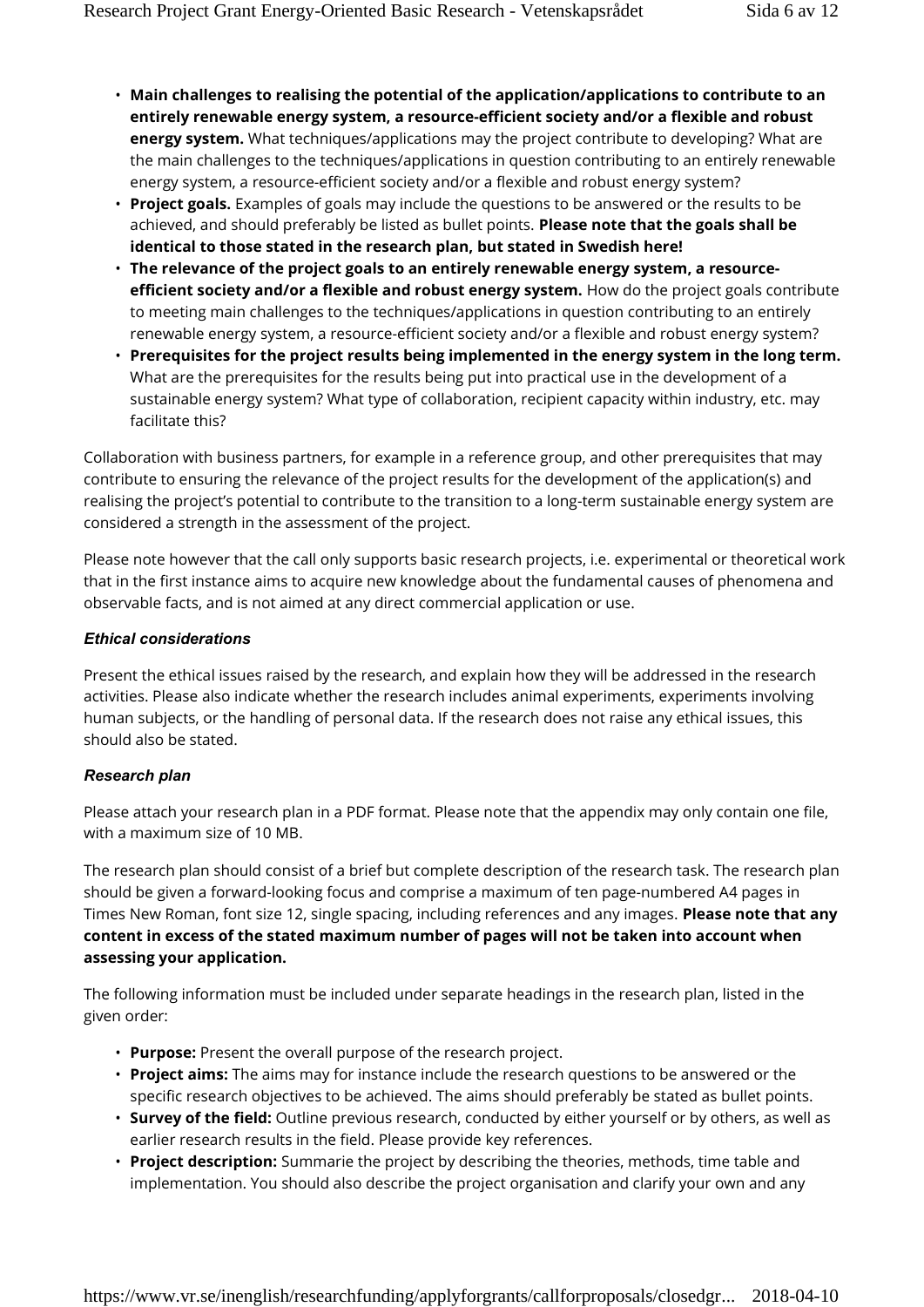- **Main challenges to realising the potential of the application/applications to contribute to an entirely renewable energy system, a resource-efficient society and/or a flexible and robust energy system.** What techniques/applications may the project contribute to developing? What are the main challenges to the techniques/applications in question contributing to an entirely renewable energy system, a resource-efficient society and/or a flexible and robust energy system?
- **Project goals.** Examples of goals may include the questions to be answered or the results to be achieved, and should preferably be listed as bullet points. **Please note that the goals shall be identical to those stated in the research plan, but stated in Swedish here!**
- **The relevance of the project goals to an entirely renewable energy system, a resource-efficient society and/or a flexible and robust energy system.** How do the project goals contribute to meeting main challenges to the techniques/applications in question contributing to an entirely renewable energy system, a resource-efficient society and/or a flexible and robust energy system?
- **Prerequisites for the project results being implemented in the energy system in the long term.** What are the prerequisites for the results being put into practical use in the development of a sustainable energy system? What type of collaboration, recipient capacity within industry, etc. may facilitate this?

Collaboration with business partners, for example in a reference group, and other prerequisites that may contribute to ensuring the relevance of the project results for the development of the application(s) and realising the project's potential to contribute to the transition to a long-term sustainable energy system are considered a strength in the assessment of the project.

Please note however that the call only supports basic research projects, i.e. experimental or theoretical work that in the first instance aims to acquire new knowledge about the fundamental causes of phenomena and observable facts, and is not aimed at any direct commercial application or use.

#### *Ethical considerations*

Present the ethical issues raised by the research, and explain how they will be addressed in the research activities. Please also indicate whether the research includes animal experiments, experiments involving human subjects, or the handling of personal data. If the research does not raise any ethical issues, this should also be stated.

#### *Research plan*

Please attach your research plan in a PDF format. Please note that the appendix may only contain one file, with a maximum size of 10 MB.

The research plan should consist of a brief but complete description of the research task. The research plan should be given a forward-looking focus and comprise a maximum of ten page-numbered A4 pages in Times New Roman, font size 12, single spacing, including references and any images. **Please note that any content in excess of the stated maximum number of pages will not be taken into account when assessing your application.**

The following information must be included under separate headings in the research plan, listed in the given order:

- **Purpose:** Present the overall purpose of the research project.
- **Project aims:** The aims may for instance include the research questions to be answered or the specific research objectives to be achieved. The aims should preferably be stated as bullet points.
- **Survey of the field:** Outline previous research, conducted by either yourself or by others, as well as earlier research results in the field. Please provide key references.
- **Project description:** Summarie the project by describing the theories, methods, time table and implementation. You should also describe the project organisation and clarify your own and any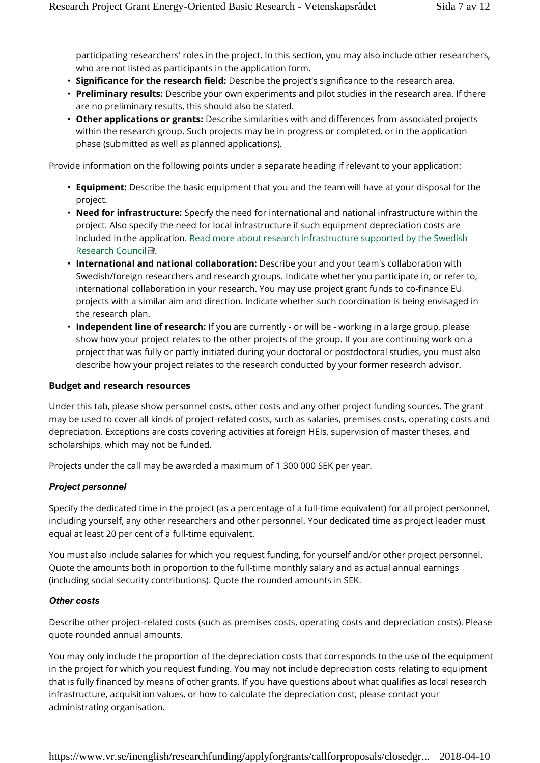participating researchers' roles in the project. In this section, you may also include other researchers, who are not listed as participants in the application form.

- **Significance for the research field:** Describe the project's significance to the research area.
- **Preliminary results:** Describe your own experiments and pilot studies in the research area. If there are no preliminary results, this should also be stated.
- **Other applications or grants:** Describe similarities with and differences from associated projects within the research group. Such projects may be in progress or completed, or in the application phase (submitted as well as planned applications).

Provide information on the following points under a separate heading if relevant to your application:

- **Equipment:** Describe the basic equipment that you and the team will have at your disposal for the project.
- **Need for infrastructure:** Specify the need for international and national infrastructure within the project. Also specify the need for local infrastructure if such equipment depreciation costs are included in the application. Read more about research infrastructure supported by the Swedish Research Council.
- **International and national collaboration:** Describe your and your team's collaboration with Swedish/foreign researchers and research groups. Indicate whether you participate in, or refer to, international collaboration in your research. You may use project grant funds to co-finance EU projects with a similar aim and direction. Indicate whether such coordination is being envisaged in the research plan.
- **Independent line of research:** If you are currently - or will be - working in a large group, please show how your project relates to the other projects of the group. If you are continuing work on a project that was fully or partly initiated during your doctoral or postdoctoral studies, you must also describe how your project relates to the research conducted by your former research advisor.

### Budget and research resources

Under this tab, please show personnel costs, other costs and any other project funding sources. The grant may be used to cover all kinds of project-related costs, such as salaries, premises costs, operating costs and depreciation. Exceptions are costs covering activities at foreign HEIs, supervision of master theses, and scholarships, which may not be funded.

Projects under the call may be awarded a maximum of 1 300 000 SEK per year.

#### *Project personnel*

Specify the dedicated time in the project (as a percentage of a full-time equivalent) for all project personnel, including yourself, any other researchers and other personnel. Your dedicated time as project leader must equal at least 20 per cent of a full-time equivalent.

You must also include salaries for which you request funding, for yourself and/or other project personnel. Quote the amounts both in proportion to the full-time monthly salary and as actual annual earnings (including social security contributions). Quote the rounded amounts in SEK.

#### *Other costs*

Describe other project-related costs (such as premises costs, operating costs and depreciation costs). Please quote rounded annual amounts.

You may only include the proportion of the depreciation costs that corresponds to the use of the equipment in the project for which you request funding. You may not include depreciation costs relating to equipment that is fully financed by means of other grants. If you have questions about what qualifies as local research infrastructure, acquisition values, or how to calculate the depreciation cost, please contact your administrating organisation.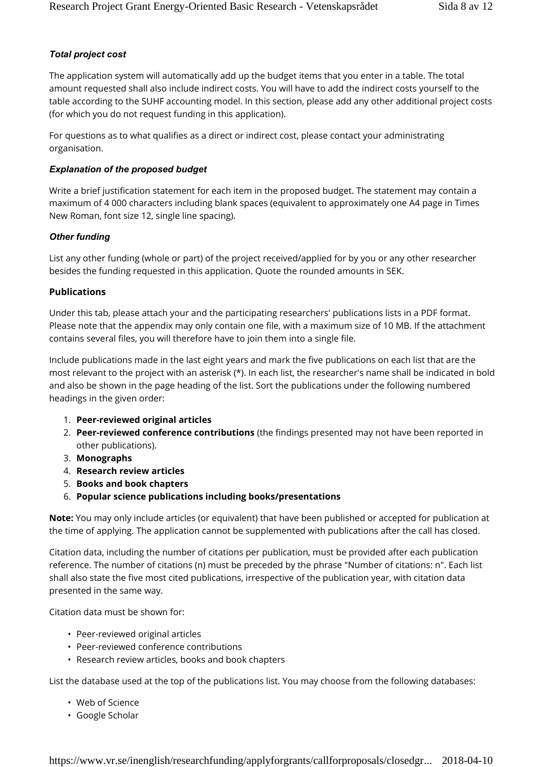### *Total project cost*

The application system will automatically add up the budget items that you enter in a table. The total amount requested shall also include indirect costs. You will have to add the indirect costs yourself to the table according to the SUHF accounting model. In this section, please add any other additional project costs (for which you do not request funding in this application).

For questions as to what qualifies as a direct or indirect cost, please contact your administrating organisation.

### *Explanation of the proposed budget*

Write a brief justification statement for each item in the proposed budget. The statement may contain a maximum of 4 000 characters including blank spaces (equivalent to approximately one A4 page in Times New Roman, font size 12, single line spacing).

### *Other funding*

List any other funding (whole or part) of the project received/applied for by you or any other researcher besides the funding requested in this application. Quote the rounded amounts in SEK.

## Publications

Under this tab, please attach your and the participating researchers' publications lists in a PDF format. Please note that the appendix may only contain one file, with a maximum size of 10 MB. If the attachment contains several files, you will therefore have to join them into a single file.

Include publications made in the last eight years and mark the five publications on each list that are the most relevant to the project with an asterisk (*). In each list, the researcher's name shall be indicated in bold and also be shown in the page heading of the list. Sort the publications under the following numbered headings in the given order:

1. **Peer-reviewed original articles**
2. **Peer-reviewed conference contributions** (the findings presented may not have been reported in other publications).
3. **Monographs**
4. **Research review articles**
5. **Books and book chapters**
6. **Popular science publications including books/presentations**

**Note:** You may only include articles (or equivalent) that have been published or accepted for publication at the time of applying. The application cannot be supplemented with publications after the call has closed.

Citation data, including the number of citations per publication, must be provided after each publication reference. The number of citations (n) must be preceded by the phrase "Number of citations: n". Each list shall also state the five most cited publications, irrespective of the publication year, with citation data presented in the same way.

Citation data must be shown for:

- Peer-reviewed original articles
- Peer-reviewed conference contributions
- Research review articles, books and book chapters

List the database used at the top of the publications list. You may choose from the following databases:

- Web of Science
- Google Scholar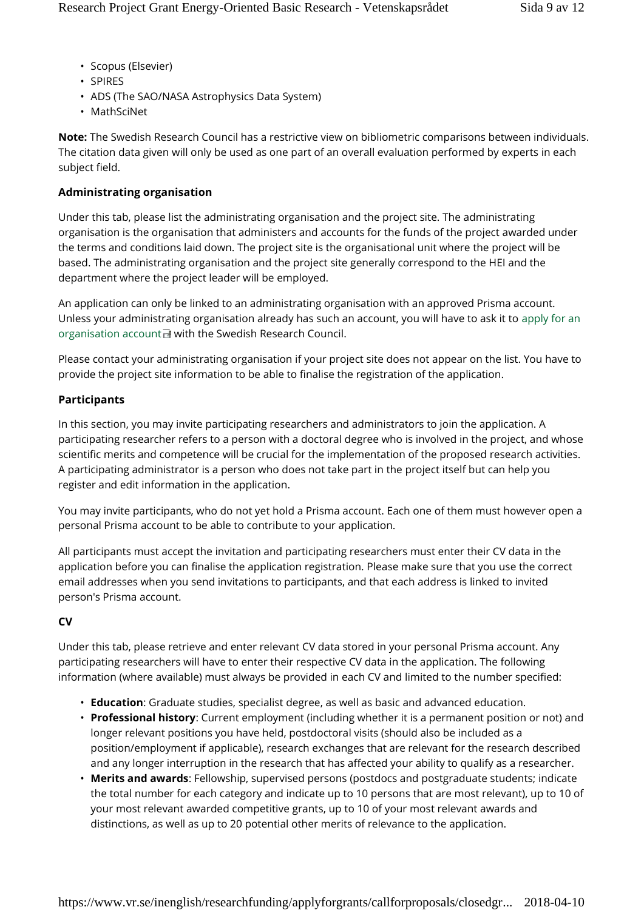- Scopus (Elsevier)
- SPIRES
- ADS (The SAO/NASA Astrophysics Data System)
- MathSciNet

**Note:** The Swedish Research Council has a restrictive view on bibliometric comparisons between individuals. The citation data given will only be used as one part of an overall evaluation performed by experts in each subject field.

### Administrating organisation

Under this tab, please list the administrating organisation and the project site. The administrating organisation is the organisation that administers and accounts for the funds of the project awarded under the terms and conditions laid down. The project site is the organisational unit where the project will be based. The administrating organisation and the project site generally correspond to the HEI and the department where the project leader will be employed.

An application can only be linked to an administrating organisation with an approved Prisma account. Unless your administrating organisation already has such an account, you will have to ask it to apply for an organisation account with the Swedish Research Council.

Please contact your administrating organisation if your project site does not appear on the list. You have to provide the project site information to be able to finalise the registration of the application.

### Participants

In this section, you may invite participating researchers and administrators to join the application. A participating researcher refers to a person with a doctoral degree who is involved in the project, and whose scientific merits and competence will be crucial for the implementation of the proposed research activities. A participating administrator is a person who does not take part in the project itself but can help you register and edit information in the application.

You may invite participants, who do not yet hold a Prisma account. Each one of them must however open a personal Prisma account to be able to contribute to your application.

All participants must accept the invitation and participating researchers must enter their CV data in the application before you can finalise the application registration. Please make sure that you use the correct email addresses when you send invitations to participants, and that each address is linked to invited person's Prisma account.

### CV

Under this tab, please retrieve and enter relevant CV data stored in your personal Prisma account. Any participating researchers will have to enter their respective CV data in the application. The following information (where available) must always be provided in each CV and limited to the number specified:

- **Education**: Graduate studies, specialist degree, as well as basic and advanced education.
- **Professional history**: Current employment (including whether it is a permanent position or not) and longer relevant positions you have held, postdoctoral visits (should also be included as a position/employment if applicable), research exchanges that are relevant for the research described and any longer interruption in the research that has affected your ability to qualify as a researcher.
- **Merits and awards**: Fellowship, supervised persons (postdocs and postgraduate students; indicate the total number for each category and indicate up to 10 persons that are most relevant), up to 10 of your most relevant awarded competitive grants, up to 10 of your most relevant awards and distinctions, as well as up to 20 potential other merits of relevance to the application.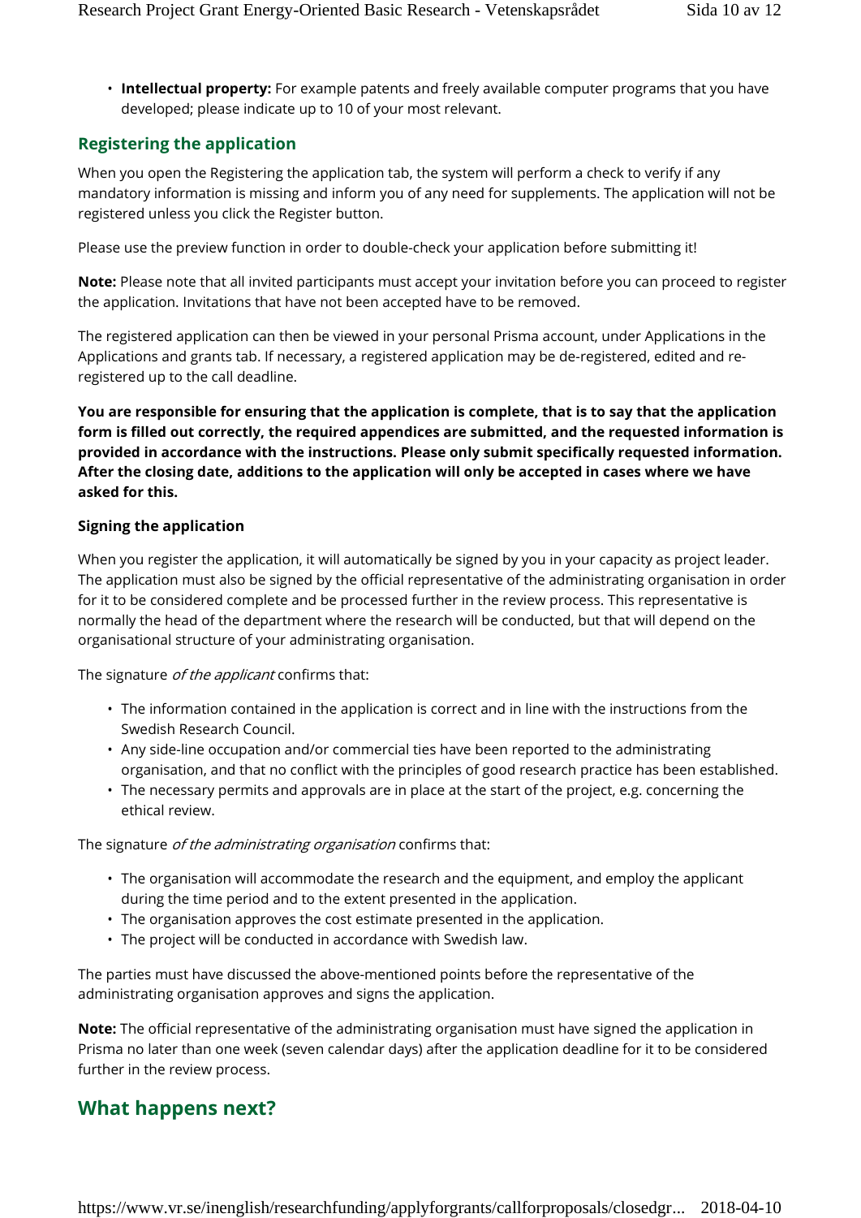- **Intellectual property:** For example patents and freely available computer programs that you have developed; please indicate up to 10 of your most relevant.

## Registering the application

When you open the Registering the application tab, the system will perform a check to verify if any mandatory information is missing and inform you of any need for supplements. The application will not be registered unless you click the Register button.

Please use the preview function in order to double-check your application before submitting it!

**Note:** Please note that all invited participants must accept your invitation before you can proceed to register the application. Invitations that have not been accepted have to be removed.

The registered application can then be viewed in your personal Prisma account, under Applications in the Applications and grants tab. If necessary, a registered application may be de-registered, edited and re-registered up to the call deadline.

**You are responsible for ensuring that the application is complete, that is to say that the application form is filled out correctly, the required appendices are submitted, and the requested information is provided in accordance with the instructions. Please only submit specifically requested information. After the closing date, additions to the application will only be accepted in cases where we have asked for this.**

### Signing the application

When you register the application, it will automatically be signed by you in your capacity as project leader. The application must also be signed by the official representative of the administrating organisation in order for it to be considered complete and be processed further in the review process. This representative is normally the head of the department where the research will be conducted, but that will depend on the organisational structure of your administrating organisation.

The signature *of the applicant* confirms that:

- The information contained in the application is correct and in line with the instructions from the Swedish Research Council.
- Any side-line occupation and/or commercial ties have been reported to the administrating organisation, and that no conflict with the principles of good research practice has been established.
- The necessary permits and approvals are in place at the start of the project, e.g. concerning the ethical review.

The signature *of the administrating organisation* confirms that:

- The organisation will accommodate the research and the equipment, and employ the applicant during the time period and to the extent presented in the application.
- The organisation approves the cost estimate presented in the application.
- The project will be conducted in accordance with Swedish law.

The parties must have discussed the above-mentioned points before the representative of the administrating organisation approves and signs the application.

**Note:** The official representative of the administrating organisation must have signed the application in Prisma no later than one week (seven calendar days) after the application deadline for it to be considered further in the review process.

## What happens next?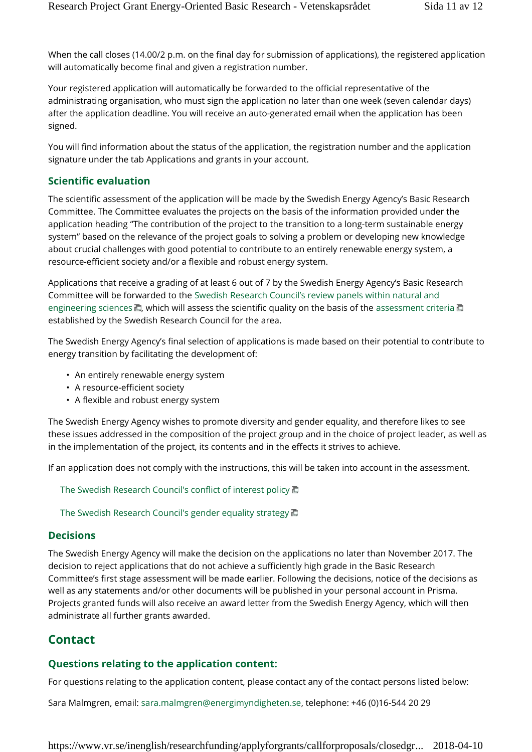When the call closes (14.00/2 p.m. on the final day for submission of applications), the registered application will automatically become final and given a registration number.

Your registered application will automatically be forwarded to the official representative of the administrating organisation, who must sign the application no later than one week (seven calendar days) after the application deadline. You will receive an auto-generated email when the application has been signed.

You will find information about the status of the application, the registration number and the application signature under the tab Applications and grants in your account.

### Scientific evaluation

The scientific assessment of the application will be made by the Swedish Energy Agency's Basic Research Committee. The Committee evaluates the projects on the basis of the information provided under the application heading "The contribution of the project to the transition to a long-term sustainable energy system" based on the relevance of the project goals to solving a problem or developing new knowledge about crucial challenges with good potential to contribute to an entirely renewable energy system, a resource-efficient society and/or a flexible and robust energy system.

Applications that receive a grading of at least 6 out of 7 by the Swedish Energy Agency's Basic Research Committee will be forwarded to the Swedish Research Council's review panels within natural and engineering sciences, which will assess the scientific quality on the basis of the assessment criteria established by the Swedish Research Council for the area.

The Swedish Energy Agency's final selection of applications is made based on their potential to contribute to energy transition by facilitating the development of:

- An entirely renewable energy system
- A resource-efficient society
- A flexible and robust energy system

The Swedish Energy Agency wishes to promote diversity and gender equality, and therefore likes to see these issues addressed in the composition of the project group and in the choice of project leader, as well as in the implementation of the project, its contents and in the effects it strives to achieve.

If an application does not comply with the instructions, this will be taken into account in the assessment.

The Swedish Research Council's conflict of interest policy

The Swedish Research Council's gender equality strategy

### Decisions

The Swedish Energy Agency will make the decision on the applications no later than November 2017. The decision to reject applications that do not achieve a sufficiently high grade in the Basic Research Committee's first stage assessment will be made earlier. Following the decisions, notice of the decisions as well as any statements and/or other documents will be published in your personal account in Prisma. Projects granted funds will also receive an award letter from the Swedish Energy Agency, which will then administrate all further grants awarded.

## Contact

### Questions relating to the application content:

For questions relating to the application content, please contact any of the contact persons listed below:

Sara Malmgren, email: sara.malmgren@energimyndigheten.se, telephone: +46 (0)16-544 20 29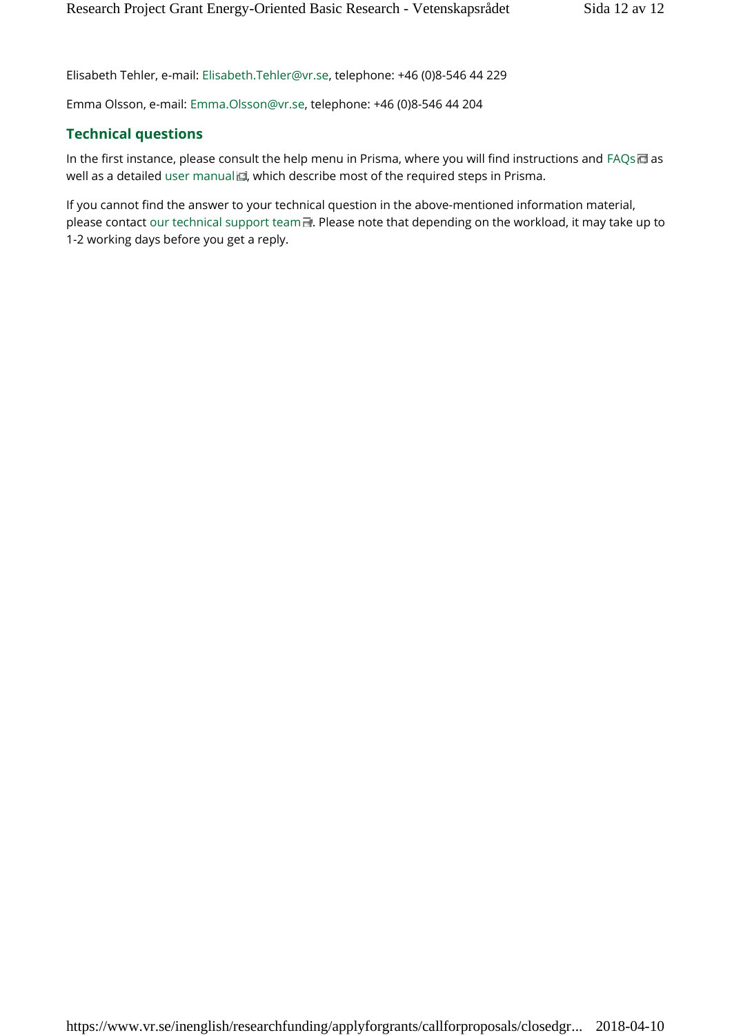Elisabeth Tehler, e-mail: Elisabeth.Tehler@vr.se, telephone: +46 (0)8-546 44 229

Emma Olsson, e-mail: Emma.Olsson@vr.se, telephone: +46 (0)8-546 44 204

## Technical questions

In the first instance, please consult the help menu in Prisma, where you will find instructions and FAQs as well as a detailed user manual, which describe most of the required steps in Prisma.

If you cannot find the answer to your technical question in the above-mentioned information material, please contact our technical support team. Please note that depending on the workload, it may take up to 1-2 working days before you get a reply.